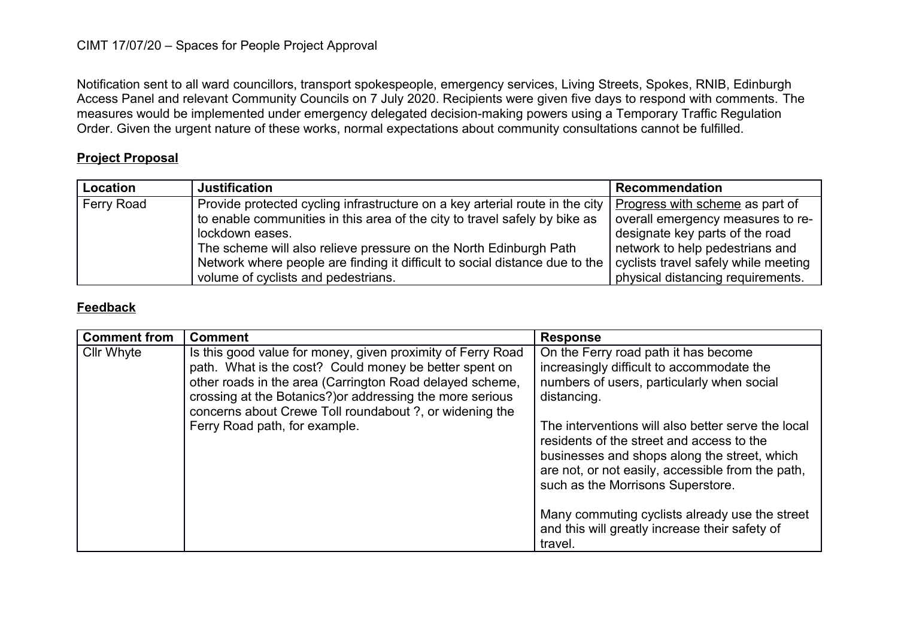CIMT 17/07/20 – Spaces for People Project Approval

Notification sent to all ward councillors, transport spokespeople, emergency services, Living Streets, Spokes, RNIB, Edinburgh Access Panel and relevant Community Councils on 7 July 2020. Recipients were given five days to respond with comments. The measures would be implemented under emergency delegated decision-making powers using a Temporary Traffic Regulation Order. Given the urgent nature of these works, normal expectations about community consultations cannot be fulfilled.

## **Project Proposal**

| Location | Justification | Recommendation |
|---|---|---|
| Ferry Road | Provide protected cycling infrastructure on a key arterial route in the city to enable communities in this area of the city to travel safely by bike as lockdown eases.<br>The scheme will also relieve pressure on the North Edinburgh Path Network where people are finding it difficult to social distance due to the volume of cyclists and pedestrians. | Progress with scheme as part of overall emergency measures to re-designate key parts of the road network to help pedestrians and cyclists travel safely while meeting physical distancing requirements. |

## **Feedback**

| Comment from | Comment | Response |
|---|---|---|
| Cllr Whyte | Is this good value for money, given proximity of Ferry Road path. What is the cost? Could money be better spent on other roads in the area (Carrington Road delayed scheme, crossing at the Botanics?)or addressing the more serious concerns about Crewe Toll roundabout ?, or widening the Ferry Road path, for example. | On the Ferry road path it has become increasingly difficult to accommodate the numbers of users, particularly when social distancing.<br><br>The interventions will also better serve the local residents of the street and access to the businesses and shops along the street, which are not, or not easily, accessible from the path, such as the Morrisons Superstore.<br><br>Many commuting cyclists already use the street and this will greatly increase their safety of travel. |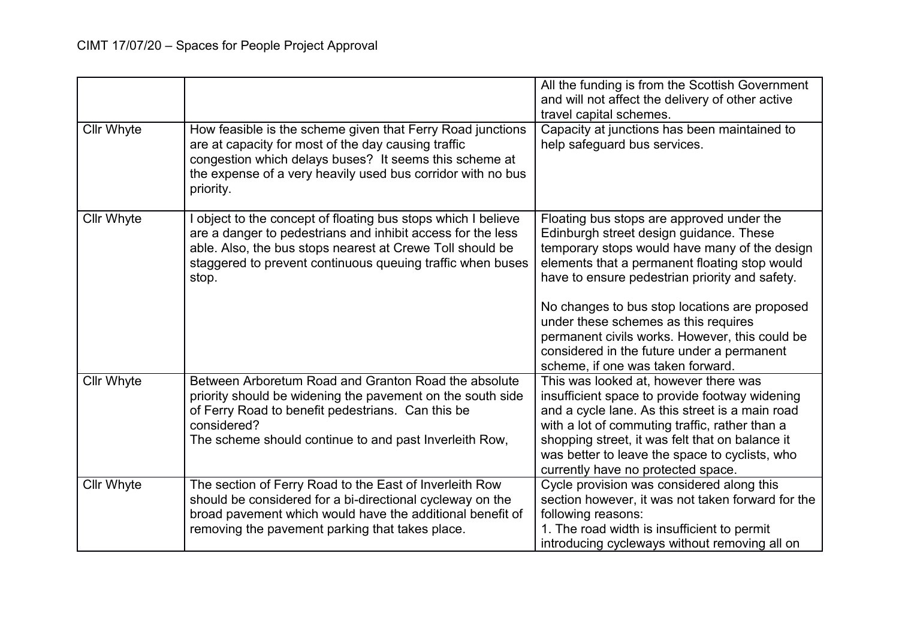| | | |
|---|---|---|
| | | All the funding is from the Scottish Government and will not affect the delivery of other active travel capital schemes. |
| Cllr Whyte | How feasible is the scheme given that Ferry Road junctions are at capacity for most of the day causing traffic congestion which delays buses? It seems this scheme at the expense of a very heavily used bus corridor with no bus priority. | Capacity at junctions has been maintained to help safeguard bus services. |
| Cllr Whyte | I object to the concept of floating bus stops which I believe are a danger to pedestrians and inhibit access for the less able. Also, the bus stops nearest at Crewe Toll should be staggered to prevent continuous queuing traffic when buses stop. | Floating bus stops are approved under the Edinburgh street design guidance. These temporary stops would have many of the design elements that a permanent floating stop would have to ensure pedestrian priority and safety.<br><br>No changes to bus stop locations are proposed under these schemes as this requires permanent civils works. However, this could be considered in the future under a permanent scheme, if one was taken forward. |
| Cllr Whyte | Between Arboretum Road and Granton Road the absolute priority should be widening the pavement on the south side of Ferry Road to benefit pedestrians. Can this be considered?<br>The scheme should continue to and past Inverleith Row, | This was looked at, however there was insufficient space to provide footway widening and a cycle lane. As this street is a main road with a lot of commuting traffic, rather than a shopping street, it was felt that on balance it was better to leave the space to cyclists, who currently have no protected space. |
| Cllr Whyte | The section of Ferry Road to the East of Inverleith Row should be considered for a bi-directional cycleway on the broad pavement which would have the additional benefit of removing the pavement parking that takes place. | Cycle provision was considered along this section however, it was not taken forward for the following reasons:<br>1. The road width is insufficient to permit introducing cycleways without removing all on |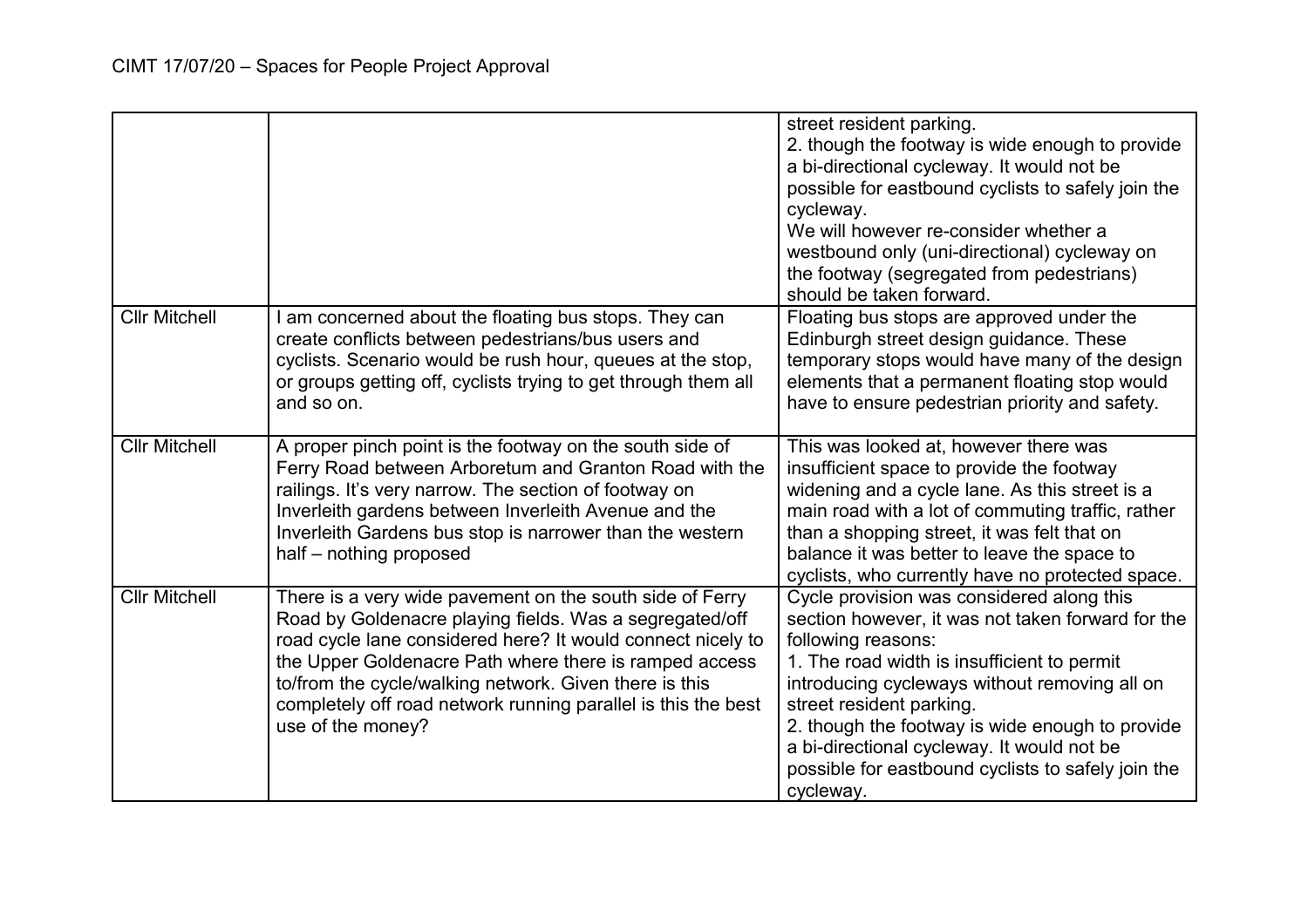| | | |
|---|---|---|
| | | street resident parking.<br>2. though the footway is wide enough to provide a bi-directional cycleway. It would not be possible for eastbound cyclists to safely join the cycleway.<br>We will however re-consider whether a westbound only (uni-directional) cycleway on the footway (segregated from pedestrians) should be taken forward. |
| Cllr Mitchell | I am concerned about the floating bus stops. They can create conflicts between pedestrians/bus users and cyclists. Scenario would be rush hour, queues at the stop, or groups getting off, cyclists trying to get through them all and so on. | Floating bus stops are approved under the Edinburgh street design guidance. These temporary stops would have many of the design elements that a permanent floating stop would have to ensure pedestrian priority and safety. |
| Cllr Mitchell | A proper pinch point is the footway on the south side of Ferry Road between Arboretum and Granton Road with the railings. It's very narrow. The section of footway on Inverleith gardens between Inverleith Avenue and the Inverleith Gardens bus stop is narrower than the western half – nothing proposed | This was looked at, however there was insufficient space to provide the footway widening and a cycle lane. As this street is a main road with a lot of commuting traffic, rather than a shopping street, it was felt that on balance it was better to leave the space to cyclists, who currently have no protected space. |
| Cllr Mitchell | There is a very wide pavement on the south side of Ferry Road by Goldenacre playing fields. Was a segregated/off road cycle lane considered here? It would connect nicely to the Upper Goldenacre Path where there is ramped access to/from the cycle/walking network. Given there is this completely off road network running parallel is this the best use of the money? | Cycle provision was considered along this section however, it was not taken forward for the following reasons:<br>1. The road width is insufficient to permit introducing cycleways without removing all on street resident parking.<br>2. though the footway is wide enough to provide a bi-directional cycleway. It would not be possible for eastbound cyclists to safely join the cycleway. |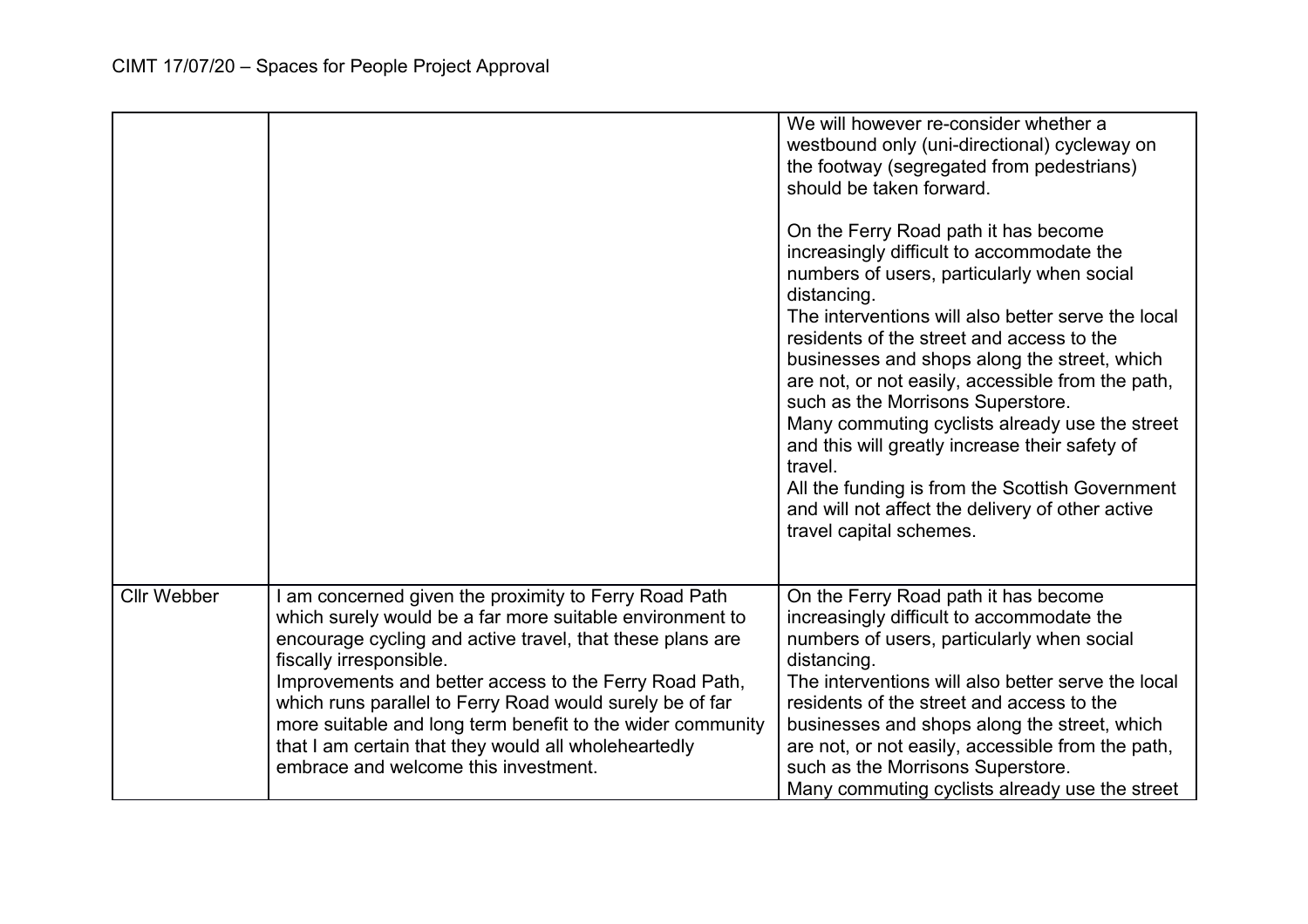| | | |
|---|---|---|
| | | We will however re-consider whether a westbound only (uni-directional) cycleway on the footway (segregated from pedestrians) should be taken forward.<br><br>On the Ferry Road path it has become increasingly difficult to accommodate the numbers of users, particularly when social distancing.<br>The interventions will also better serve the local residents of the street and access to the businesses and shops along the street, which are not, or not easily, accessible from the path, such as the Morrisons Superstore.<br>Many commuting cyclists already use the street and this will greatly increase their safety of travel.<br>All the funding is from the Scottish Government and will not affect the delivery of other active travel capital schemes. |
| Cllr Webber | I am concerned given the proximity to Ferry Road Path which surely would be a far more suitable environment to encourage cycling and active travel, that these plans are fiscally irresponsible.<br>Improvements and better access to the Ferry Road Path, which runs parallel to Ferry Road would surely be of far more suitable and long term benefit to the wider community that I am certain that they would all wholeheartedly embrace and welcome this investment. | On the Ferry Road path it has become increasingly difficult to accommodate the numbers of users, particularly when social distancing.<br>The interventions will also better serve the local residents of the street and access to the businesses and shops along the street, which are not, or not easily, accessible from the path, such as the Morrisons Superstore.<br>Many commuting cyclists already use the street |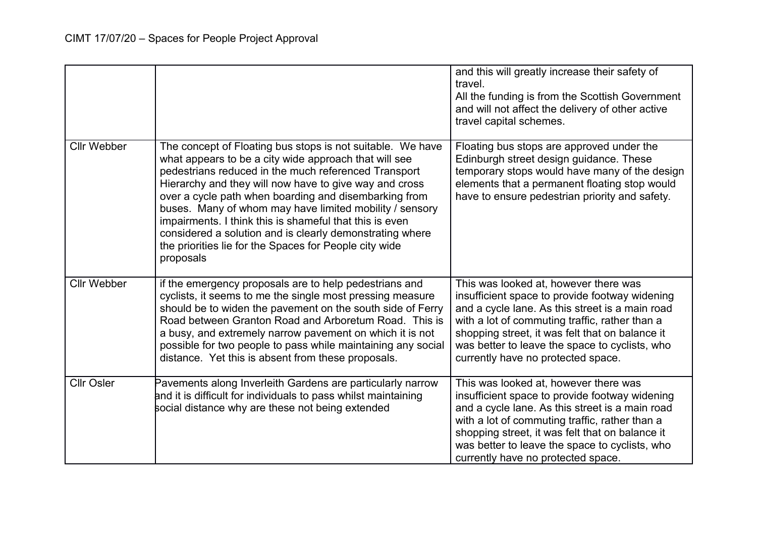| | | |
|---|---|---|
| | | and this will greatly increase their safety of travel.<br>All the funding is from the Scottish Government and will not affect the delivery of other active travel capital schemes. |
| Cllr Webber | The concept of Floating bus stops is not suitable. We have what appears to be a city wide approach that will see pedestrians reduced in the much referenced Transport Hierarchy and they will now have to give way and cross over a cycle path when boarding and disembarking from buses. Many of whom may have limited mobility / sensory impairments. I think this is shameful that this is even considered a solution and is clearly demonstrating where the priorities lie for the Spaces for People city wide proposals | Floating bus stops are approved under the Edinburgh street design guidance. These temporary stops would have many of the design elements that a permanent floating stop would have to ensure pedestrian priority and safety. |
| Cllr Webber | if the emergency proposals are to help pedestrians and cyclists, it seems to me the single most pressing measure should be to widen the pavement on the south side of Ferry Road between Granton Road and Arboretum Road. This is a busy, and extremely narrow pavement on which it is not possible for two people to pass while maintaining any social distance. Yet this is absent from these proposals. | This was looked at, however there was insufficient space to provide footway widening and a cycle lane. As this street is a main road with a lot of commuting traffic, rather than a shopping street, it was felt that on balance it was better to leave the space to cyclists, who currently have no protected space. |
| Cllr Osler | Pavements along Inverleith Gardens are particularly narrow and it is difficult for individuals to pass whilst maintaining social distance why are these not being extended | This was looked at, however there was insufficient space to provide footway widening and a cycle lane. As this street is a main road with a lot of commuting traffic, rather than a shopping street, it was felt that on balance it was better to leave the space to cyclists, who currently have no protected space. |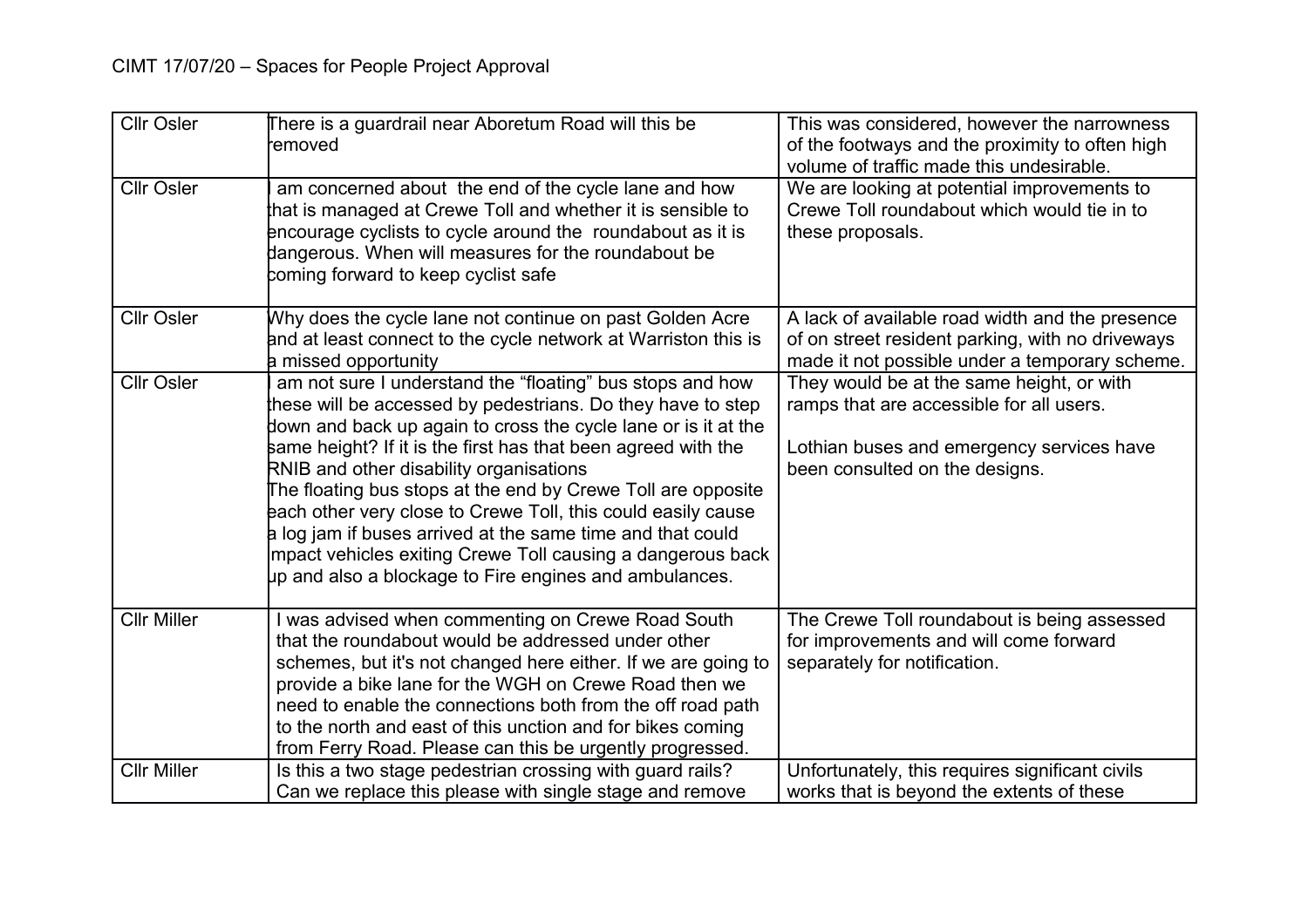CIMT 17/07/20 – Spaces for People Project Approval

| | | |
|---|---|---|
| Cllr Osler | There is a guardrail near Aboretum Road will this be removed | This was considered, however the narrowness of the footways and the proximity to often high volume of traffic made this undesirable. |
| Cllr Osler | I am concerned about the end of the cycle lane and how that is managed at Crewe Toll and whether it is sensible to encourage cyclists to cycle around the roundabout as it is dangerous. When will measures for the roundabout be coming forward to keep cyclist safe | We are looking at potential improvements to Crewe Toll roundabout which would tie in to these proposals. |
| Cllr Osler | Why does the cycle lane not continue on past Golden Acre and at least connect to the cycle network at Warriston this is a missed opportunity | A lack of available road width and the presence of on street resident parking, with no driveways made it not possible under a temporary scheme. |
| Cllr Osler | I am not sure I understand the "floating" bus stops and how these will be accessed by pedestrians. Do they have to step down and back up again to cross the cycle lane or is it at the same height? If it is the first has that been agreed with the RNIB and other disability organisations<br>The floating bus stops at the end by Crewe Toll are opposite each other very close to Crewe Toll, this could easily cause a log jam if buses arrived at the same time and that could impact vehicles exiting Crewe Toll causing a dangerous back up and also a blockage to Fire engines and ambulances. | They would be at the same height, or with ramps that are accessible for all users.<br><br>Lothian buses and emergency services have been consulted on the designs. |
| Cllr Miller | I was advised when commenting on Crewe Road South that the roundabout would be addressed under other schemes, but it's not changed here either. If we are going to provide a bike lane for the WGH on Crewe Road then we need to enable the connections both from the off road path to the north and east of this unction and for bikes coming from Ferry Road. Please can this be urgently progressed. | The Crewe Toll roundabout is being assessed for improvements and will come forward separately for notification. |
| Cllr Miller | Is this a two stage pedestrian crossing with guard rails? Can we replace this please with single stage and remove | Unfortunately, this requires significant civils works that is beyond the extents of these |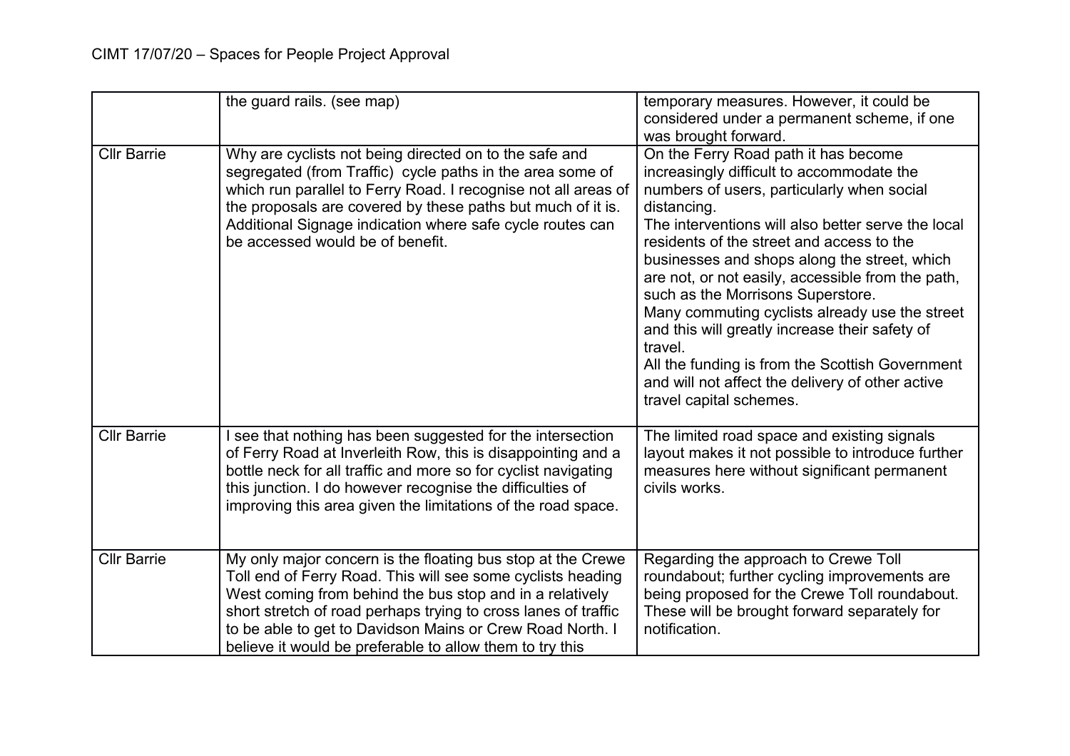| | | |
|---|---|---|
| | the guard rails. (see map) | temporary measures. However, it could be considered under a permanent scheme, if one was brought forward. |
| Cllr Barrie | Why are cyclists not being directed on to the safe and segregated (from Traffic) cycle paths in the area some of which run parallel to Ferry Road. I recognise not all areas of the proposals are covered by these paths but much of it is. Additional Signage indication where safe cycle routes can be accessed would be of benefit. | On the Ferry Road path it has become increasingly difficult to accommodate the numbers of users, particularly when social distancing.<br>The interventions will also better serve the local residents of the street and access to the businesses and shops along the street, which are not, or not easily, accessible from the path, such as the Morrisons Superstore.<br>Many commuting cyclists already use the street and this will greatly increase their safety of travel.<br>All the funding is from the Scottish Government and will not affect the delivery of other active travel capital schemes. |
| Cllr Barrie | I see that nothing has been suggested for the intersection of Ferry Road at Inverleith Row, this is disappointing and a bottle neck for all traffic and more so for cyclist navigating this junction. I do however recognise the difficulties of improving this area given the limitations of the road space. | The limited road space and existing signals layout makes it not possible to introduce further measures here without significant permanent civils works. |
| Cllr Barrie | My only major concern is the floating bus stop at the Crewe Toll end of Ferry Road. This will see some cyclists heading West coming from behind the bus stop and in a relatively short stretch of road perhaps trying to cross lanes of traffic to be able to get to Davidson Mains or Crew Road North. I believe it would be preferable to allow them to try this | Regarding the approach to Crewe Toll roundabout; further cycling improvements are being proposed for the Crewe Toll roundabout. These will be brought forward separately for notification. |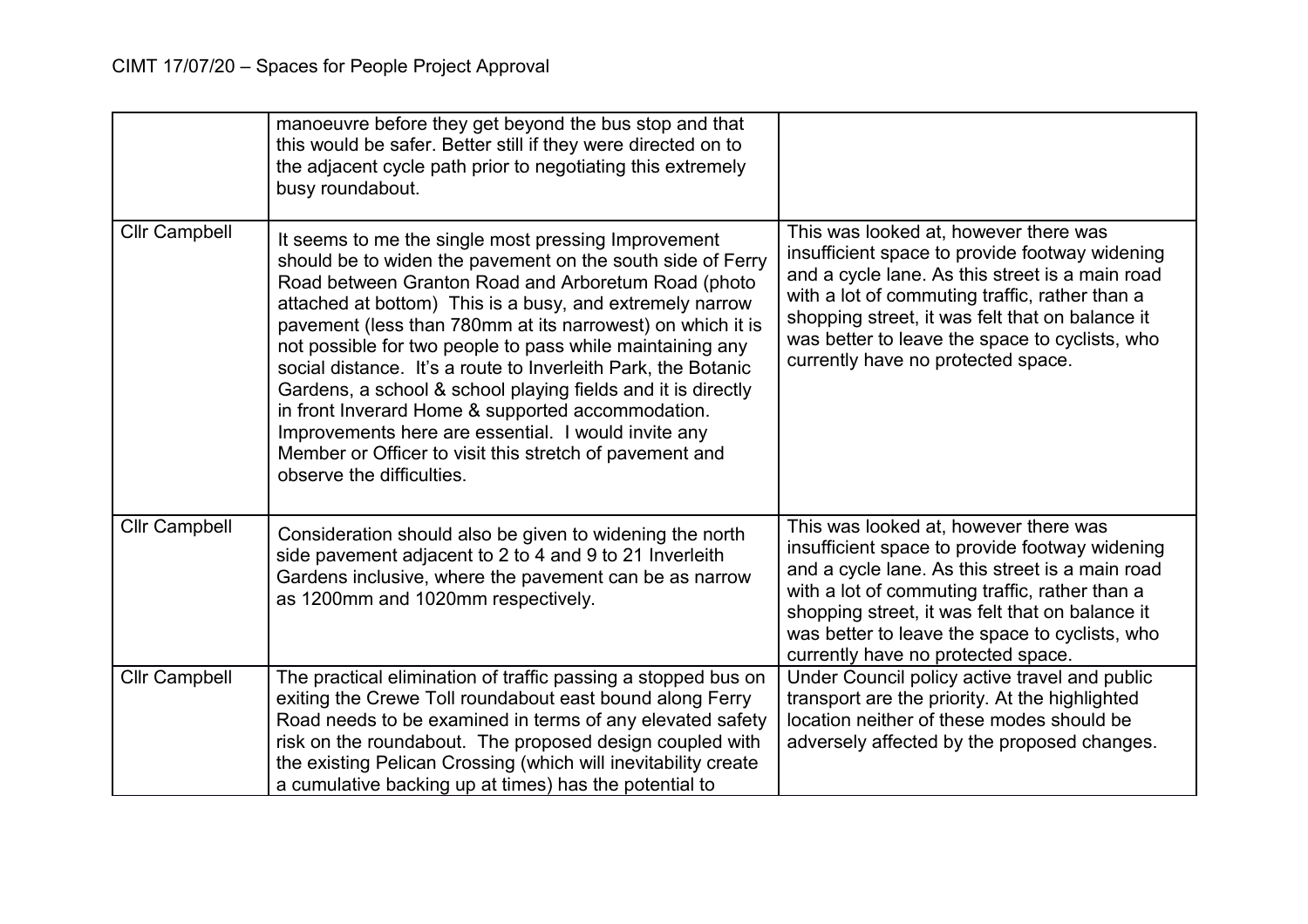| | | |
|---|---|---|
| | manoeuvre before they get beyond the bus stop and that this would be safer. Better still if they were directed on to the adjacent cycle path prior to negotiating this extremely busy roundabout. | |
| Cllr Campbell | It seems to me the single most pressing Improvement should be to widen the pavement on the south side of Ferry Road between Granton Road and Arboretum Road (photo attached at bottom) This is a busy, and extremely narrow pavement (less than 780mm at its narrowest) on which it is not possible for two people to pass while maintaining any social distance. It's a route to Inverleith Park, the Botanic Gardens, a school & school playing fields and it is directly in front Inverard Home & supported accommodation. Improvements here are essential. I would invite any Member or Officer to visit this stretch of pavement and observe the difficulties. | This was looked at, however there was insufficient space to provide footway widening and a cycle lane. As this street is a main road with a lot of commuting traffic, rather than a shopping street, it was felt that on balance it was better to leave the space to cyclists, who currently have no protected space. |
| Cllr Campbell | Consideration should also be given to widening the north side pavement adjacent to 2 to 4 and 9 to 21 Inverleith Gardens inclusive, where the pavement can be as narrow as 1200mm and 1020mm respectively. | This was looked at, however there was insufficient space to provide footway widening and a cycle lane. As this street is a main road with a lot of commuting traffic, rather than a shopping street, it was felt that on balance it was better to leave the space to cyclists, who currently have no protected space. |
| Cllr Campbell | The practical elimination of traffic passing a stopped bus on exiting the Crewe Toll roundabout east bound along Ferry Road needs to be examined in terms of any elevated safety risk on the roundabout. The proposed design coupled with the existing Pelican Crossing (which will inevitability create a cumulative backing up at times) has the potential to | Under Council policy active travel and public transport are the priority. At the highlighted location neither of these modes should be adversely affected by the proposed changes. |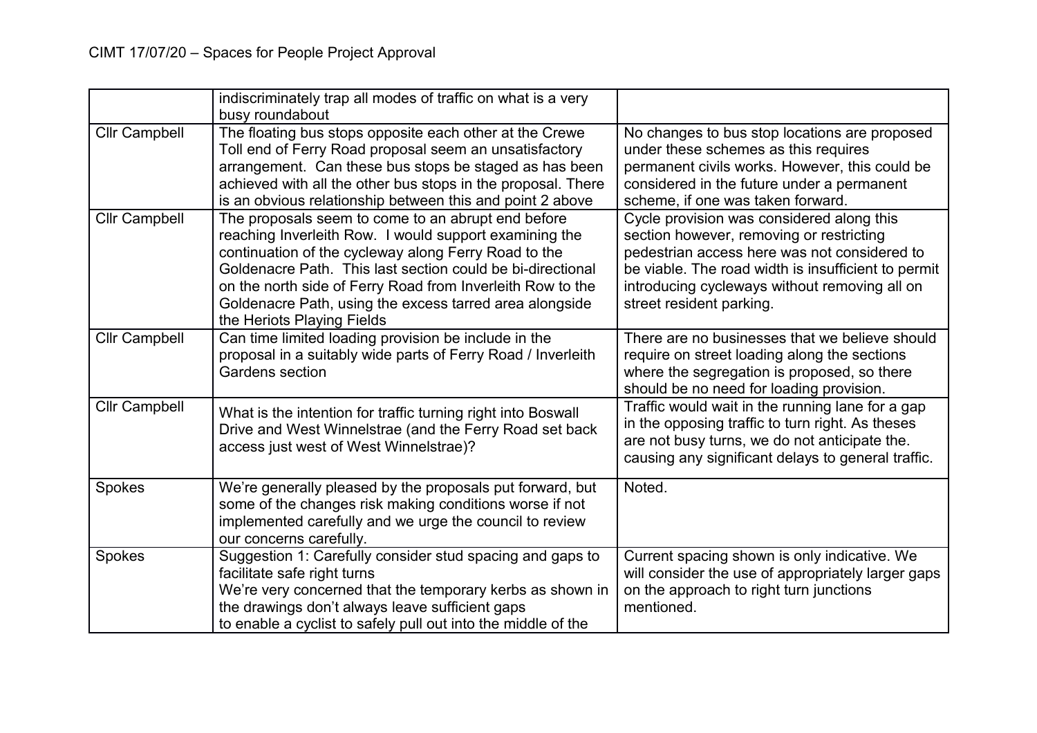# CIMT 17/07/20 – Spaces for People Project Approval

| | | |
|---|---|---|
| | indiscriminately trap all modes of traffic on what is a very busy roundabout | |
| Cllr Campbell | The floating bus stops opposite each other at the Crewe Toll end of Ferry Road proposal seem an unsatisfactory arrangement. Can these bus stops be staged as has been achieved with all the other bus stops in the proposal. There is an obvious relationship between this and point 2 above | No changes to bus stop locations are proposed under these schemes as this requires permanent civils works. However, this could be considered in the future under a permanent scheme, if one was taken forward. |
| Cllr Campbell | The proposals seem to come to an abrupt end before reaching Inverleith Row. I would support examining the continuation of the cycleway along Ferry Road to the Goldenacre Path. This last section could be bi-directional on the north side of Ferry Road from Inverleith Row to the Goldenacre Path, using the excess tarred area alongside the Heriots Playing Fields | Cycle provision was considered along this section however, removing or restricting pedestrian access here was not considered to be viable. The road width is insufficient to permit introducing cycleways without removing all on street resident parking. |
| Cllr Campbell | Can time limited loading provision be include in the proposal in a suitably wide parts of Ferry Road / Inverleith Gardens section | There are no businesses that we believe should require on street loading along the sections where the segregation is proposed, so there should be no need for loading provision. |
| Cllr Campbell | What is the intention for traffic turning right into Boswall Drive and West Winnelstrae (and the Ferry Road set back access just west of West Winnelstrae)? | Traffic would wait in the running lane for a gap in the opposing traffic to turn right. As theses are not busy turns, we do not anticipate the. causing any significant delays to general traffic. |
| Spokes | We're generally pleased by the proposals put forward, but some of the changes risk making conditions worse if not implemented carefully and we urge the council to review our concerns carefully. | Noted. |
| Spokes | Suggestion 1: Carefully consider stud spacing and gaps to facilitate safe right turns<br>We're very concerned that the temporary kerbs as shown in the drawings don't always leave sufficient gaps to enable a cyclist to safely pull out into the middle of the | Current spacing shown is only indicative. We will consider the use of appropriately larger gaps on the approach to right turn junctions mentioned. |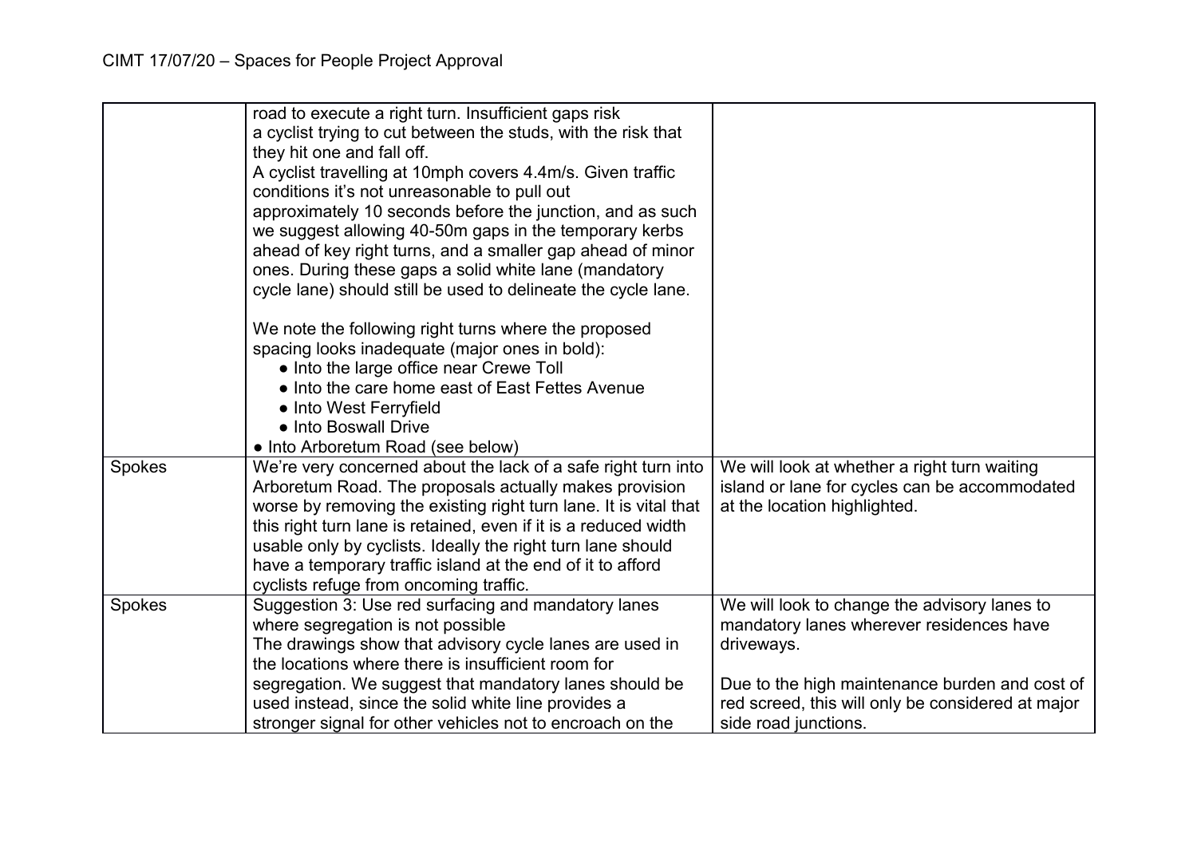| | | |
|---|---|---|
| | road to execute a right turn. Insufficient gaps risk a cyclist trying to cut between the studs, with the risk that they hit one and fall off.<br>A cyclist travelling at 10mph covers 4.4m/s. Given traffic conditions it's not unreasonable to pull out approximately 10 seconds before the junction, and as such we suggest allowing 40-50m gaps in the temporary kerbs ahead of key right turns, and a smaller gap ahead of minor ones. During these gaps a solid white lane (mandatory cycle lane) should still be used to delineate the cycle lane.<br><br>We note the following right turns where the proposed spacing looks inadequate (major ones in bold):<br>● Into the large office near Crewe Toll<br>● Into the care home east of East Fettes Avenue<br>● Into West Ferryfield<br>● Into Boswall Drive<br>● Into Arboretum Road (see below) | |
| Spokes | We're very concerned about the lack of a safe right turn into Arboretum Road. The proposals actually makes provision worse by removing the existing right turn lane. It is vital that this right turn lane is retained, even if it is a reduced width usable only by cyclists. Ideally the right turn lane should have a temporary traffic island at the end of it to afford cyclists refuge from oncoming traffic. | We will look at whether a right turn waiting island or lane for cycles can be accommodated at the location highlighted. |
| Spokes | Suggestion 3: Use red surfacing and mandatory lanes where segregation is not possible<br>The drawings show that advisory cycle lanes are used in the locations where there is insufficient room for segregation. We suggest that mandatory lanes should be used instead, since the solid white line provides a stronger signal for other vehicles not to encroach on the | We will look to change the advisory lanes to mandatory lanes wherever residences have driveways.<br><br>Due to the high maintenance burden and cost of red screed, this will only be considered at major side road junctions. |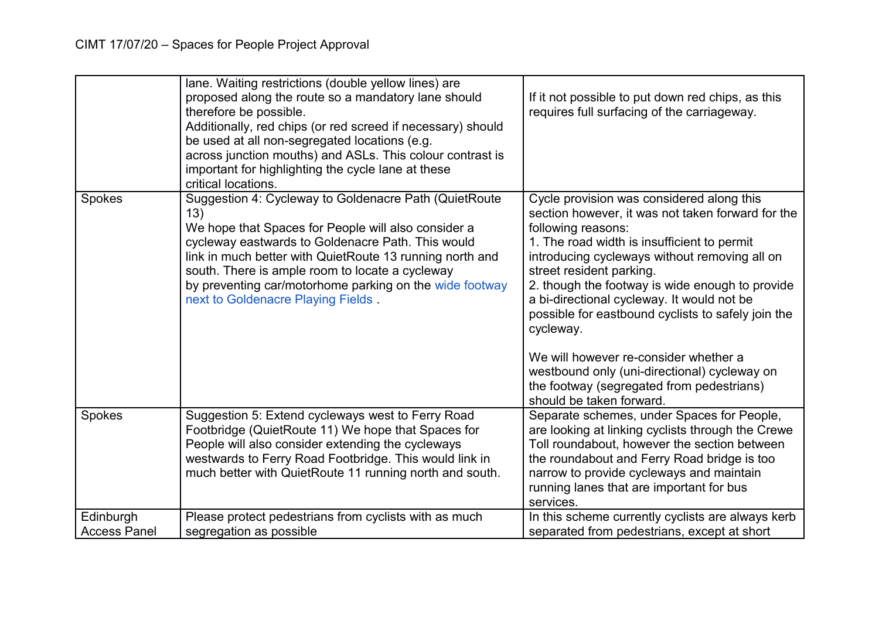| | | |
|---|---|---|
| | lane. Waiting restrictions (double yellow lines) are proposed along the route so a mandatory lane should therefore be possible.<br>Additionally, red chips (or red screed if necessary) should be used at all non-segregated locations (e.g. across junction mouths) and ASLs. This colour contrast is important for highlighting the cycle lane at these critical locations. | If it not possible to put down red chips, as this requires full surfacing of the carriageway. |
| Spokes | Suggestion 4: Cycleway to Goldenacre Path (QuietRoute 13)<br>We hope that Spaces for People will also consider a cycleway eastwards to Goldenacre Path. This would link in much better with QuietRoute 13 running north and south. There is ample room to locate a cycleway by preventing car/motorhome parking on the wide footway next to Goldenacre Playing Fields . | Cycle provision was considered along this section however, it was not taken forward for the following reasons:<br>1. The road width is insufficient to permit introducing cycleways without removing all on street resident parking.<br>2. though the footway is wide enough to provide a bi-directional cycleway. It would not be possible for eastbound cyclists to safely join the cycleway.<br><br>We will however re-consider whether a westbound only (uni-directional) cycleway on the footway (segregated from pedestrians) should be taken forward. |
| Spokes | Suggestion 5: Extend cycleways west to Ferry Road Footbridge (QuietRoute 11) We hope that Spaces for People will also consider extending the cycleways westwards to Ferry Road Footbridge. This would link in much better with QuietRoute 11 running north and south. | Separate schemes, under Spaces for People, are looking at linking cyclists through the Crewe Toll roundabout, however the section between the roundabout and Ferry Road bridge is too narrow to provide cycleways and maintain running lanes that are important for bus services. |
| Edinburgh Access Panel | Please protect pedestrians from cyclists with as much segregation as possible | In this scheme currently cyclists are always kerb separated from pedestrians, except at short |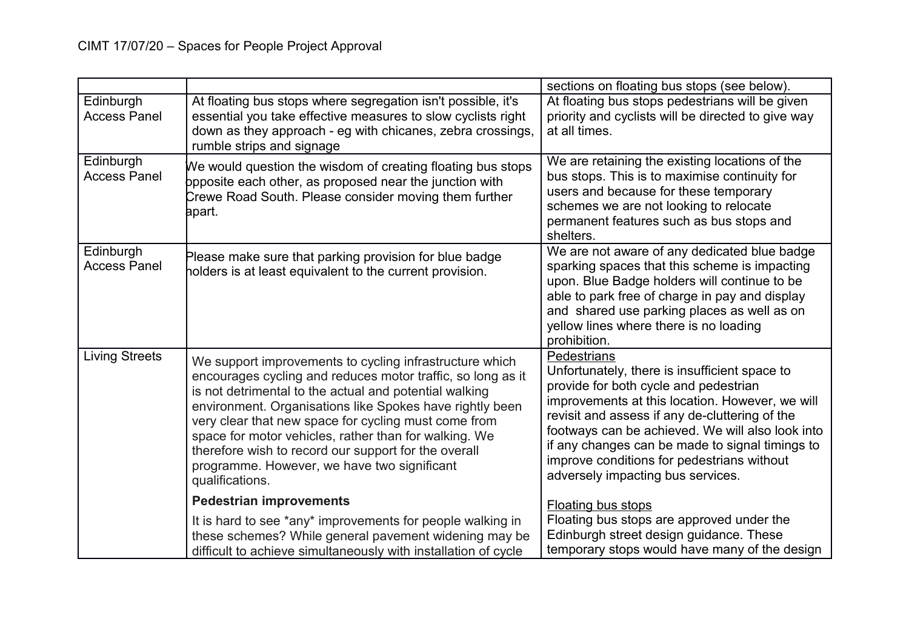|  |  | sections on floating bus stops (see below). |
|---|---|---|
| Edinburgh Access Panel | At floating bus stops where segregation isn't possible, it's essential you take effective measures to slow cyclists right down as they approach - eg with chicanes, zebra crossings, rumble strips and signage | At floating bus stops pedestrians will be given priority and cyclists will be directed to give way at all times. |
| Edinburgh Access Panel | We would question the wisdom of creating floating bus stops opposite each other, as proposed near the junction with Crewe Road South. Please consider moving them further apart. | We are retaining the existing locations of the bus stops. This is to maximise continuity for users and because for these temporary schemes we are not looking to relocate permanent features such as bus stops and shelters. |
| Edinburgh Access Panel | Please make sure that parking provision for blue badge holders is at least equivalent to the current provision. | We are not aware of any dedicated blue badge sparking spaces that this scheme is impacting upon. Blue Badge holders will continue to be able to park free of charge in pay and display and shared use parking places as well as on yellow lines where there is no loading prohibition. |
| Living Streets | We support improvements to cycling infrastructure which encourages cycling and reduces motor traffic, so long as it is not detrimental to the actual and potential walking environment. Organisations like Spokes have rightly been very clear that new space for cycling must come from space for motor vehicles, rather than for walking. We therefore wish to record our support for the overall programme. However, we have two significant qualifications.<br><br>**Pedestrian improvements**<br><br>It is hard to see *any* improvements for people walking in these schemes? While general pavement widening may be difficult to achieve simultaneously with installation of cycle | Pedestrians<br>Unfortunately, there is insufficient space to provide for both cycle and pedestrian improvements at this location. However, we will revisit and assess if any de-cluttering of the footways can be achieved. We will also look into if any changes can be made to signal timings to improve conditions for pedestrians without adversely impacting bus services.<br><br>Floating bus stops<br>Floating bus stops are approved under the Edinburgh street design guidance. These temporary stops would have many of the design |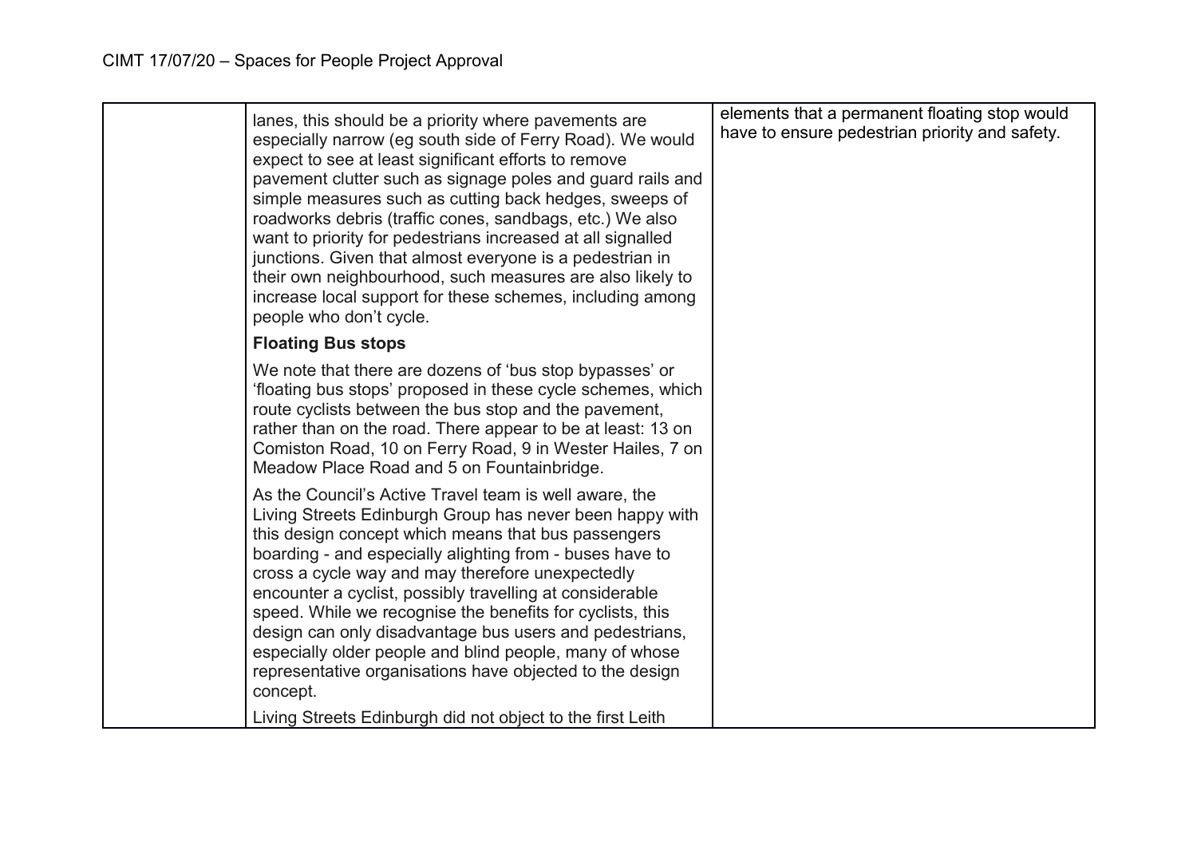| | lanes, this should be a priority where pavements are especially narrow (eg south side of Ferry Road). We would expect to see at least significant efforts to remove pavement clutter such as signage poles and guard rails and simple measures such as cutting back hedges, sweeps of roadworks debris (traffic cones, sandbags, etc.) We also want to priority for pedestrians increased at all signalled junctions. Given that almost everyone is a pedestrian in their own neighbourhood, such measures are also likely to increase local support for these schemes, including among people who don't cycle.<br><br>**Floating Bus stops**<br><br>We note that there are dozens of 'bus stop bypasses' or 'floating bus stops' proposed in these cycle schemes, which route cyclists between the bus stop and the pavement, rather than on the road. There appear to be at least: 13 on Comiston Road, 10 on Ferry Road, 9 in Wester Hailes, 7 on Meadow Place Road and 5 on Fountainbridge.<br><br>As the Council's Active Travel team is well aware, the Living Streets Edinburgh Group has never been happy with this design concept which means that bus passengers boarding - and especially alighting from - buses have to cross a cycle way and may therefore unexpectedly encounter a cyclist, possibly travelling at considerable speed. While we recognise the benefits for cyclists, this design can only disadvantage bus users and pedestrians, especially older people and blind people, many of whose representative organisations have objected to the design concept.<br><br>Living Streets Edinburgh did not object to the first Leith | elements that a permanent floating stop would have to ensure pedestrian priority and safety. |
|---|---|---|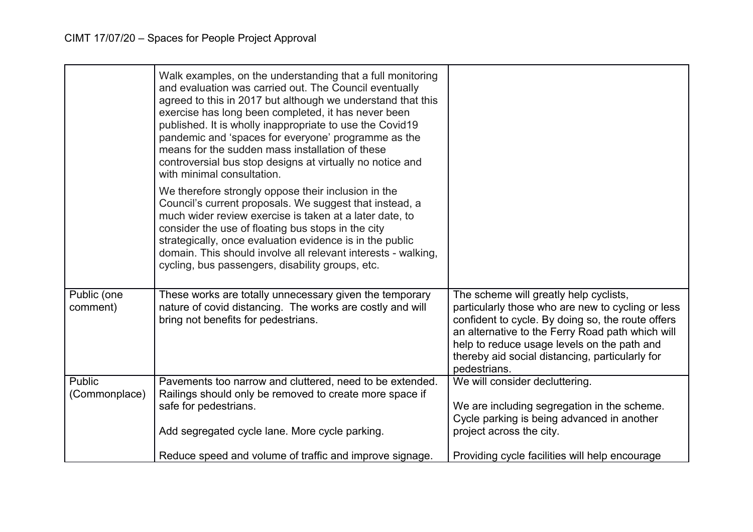| | | |
|---|---|---|
| | Walk examples, on the understanding that a full monitoring and evaluation was carried out. The Council eventually agreed to this in 2017 but although we understand that this exercise has long been completed, it has never been published. It is wholly inappropriate to use the Covid19 pandemic and 'spaces for everyone' programme as the means for the sudden mass installation of these controversial bus stop designs at virtually no notice and with minimal consultation.<br><br>We therefore strongly oppose their inclusion in the Council's current proposals. We suggest that instead, a much wider review exercise is taken at a later date, to consider the use of floating bus stops in the city strategically, once evaluation evidence is in the public domain. This should involve all relevant interests - walking, cycling, bus passengers, disability groups, etc. | |
| Public (one comment) | These works are totally unnecessary given the temporary nature of covid distancing. The works are costly and will bring not benefits for pedestrians. | The scheme will greatly help cyclists, particularly those who are new to cycling or less confident to cycle. By doing so, the route offers an alternative to the Ferry Road path which will help to reduce usage levels on the path and thereby aid social distancing, particularly for pedestrians. |
| Public (Commonplace) | Pavements too narrow and cluttered, need to be extended. Railings should only be removed to create more space if safe for pedestrians.<br><br>Add segregated cycle lane. More cycle parking.<br><br>Reduce speed and volume of traffic and improve signage. | We will consider decluttering.<br><br>We are including segregation in the scheme. Cycle parking is being advanced in another project across the city.<br><br>Providing cycle facilities will help encourage |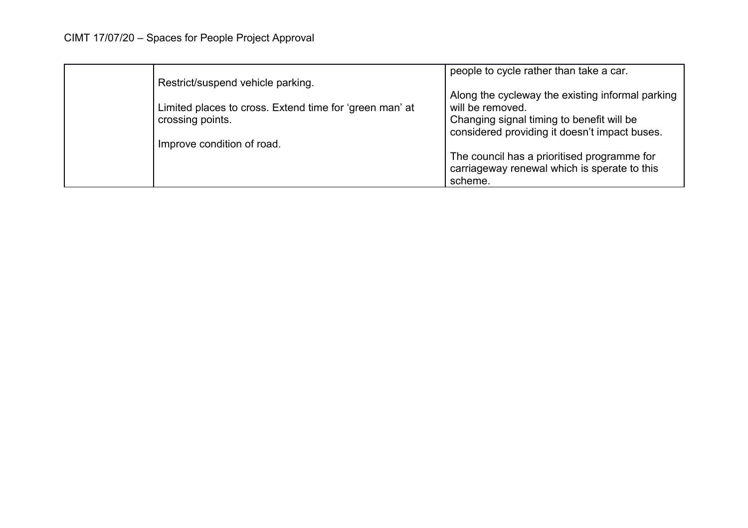| | | |
|---|---|---|
| | Restrict/suspend vehicle parking.<br><br>Limited places to cross. Extend time for 'green man' at crossing points.<br><br>Improve condition of road. | people to cycle rather than take a car.<br><br>Along the cycleway the existing informal parking will be removed.<br>Changing signal timing to benefit will be considered providing it doesn't impact buses.<br><br>The council has a prioritised programme for carriageway renewal which is sperate to this scheme. |